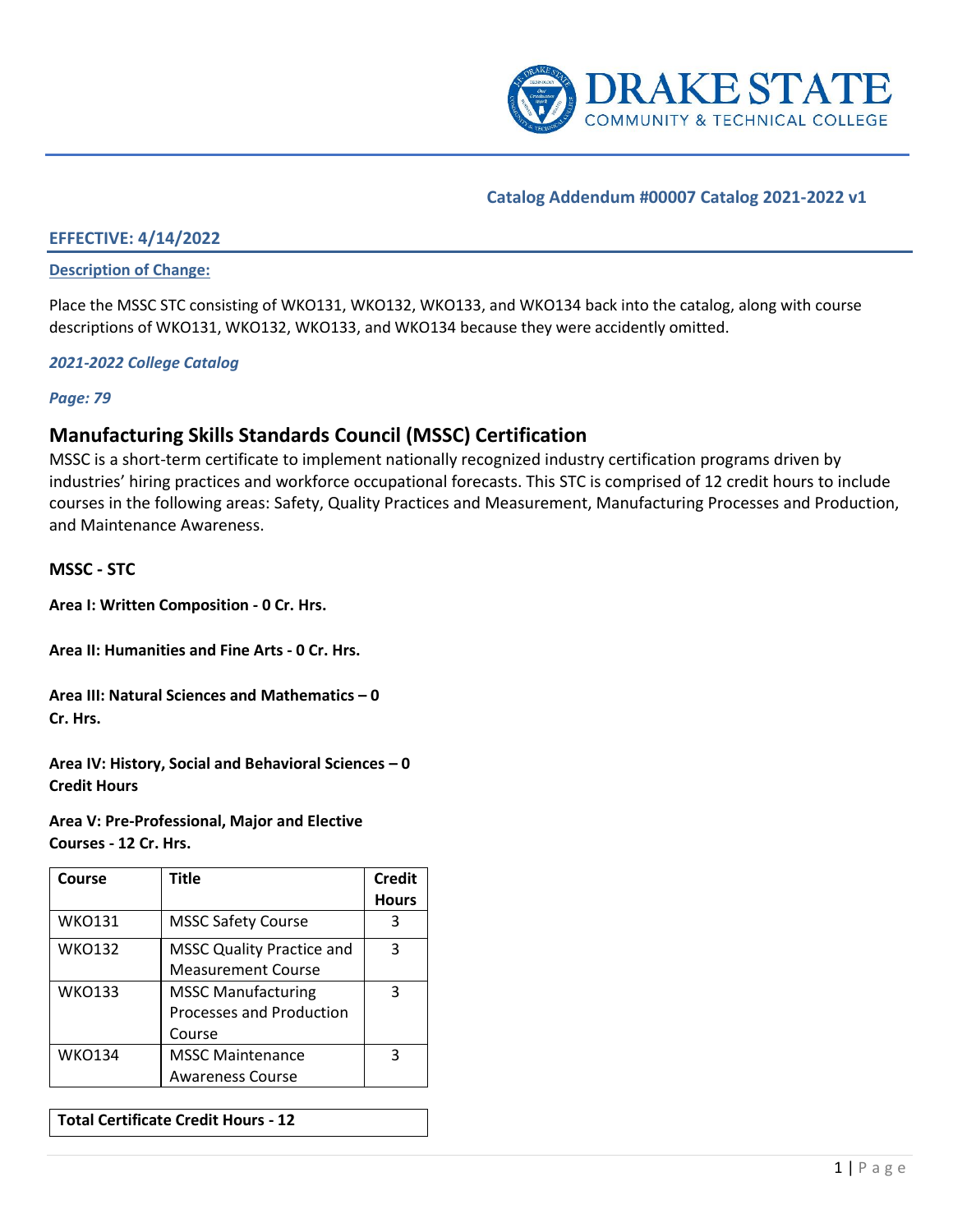**Catalog Addendum #00007 Catalog 2021-2022 v1**

**EFFECTIVE: 4/14/2022**

**Description of Change:**

Place the MSSC STC consisting of WKO131, WKO132, WKO133, and WKO134 back into the catalog, along with course descriptions of WKO131, WKO132, WKO133, and WKO134 because they were accidently omitted.

***2021-2022 College Catalog***

***Page: 79***

## Manufacturing Skills Standards Council (MSSC) Certification

MSSC is a short-term certificate to implement nationally recognized industry certification programs driven by industries' hiring practices and workforce occupational forecasts. This STC is comprised of 12 credit hours to include courses in the following areas: Safety, Quality Practices and Measurement, Manufacturing Processes and Production, and Maintenance Awareness.

**MSSC - STC**

**Area I: Written Composition - 0 Cr. Hrs.**

**Area II: Humanities and Fine Arts - 0 Cr. Hrs.**

**Area III: Natural Sciences and Mathematics – 0 Cr. Hrs.**

**Area IV: History, Social and Behavioral Sciences – 0 Credit Hours**

**Area V: Pre-Professional, Major and Elective Courses - 12 Cr. Hrs.**

| Course | Title | Credit Hours |
|---|---|---|
| WKO131 | MSSC Safety Course | 3 |
| WKO132 | MSSC Quality Practice and Measurement Course | 3 |
| WKO133 | MSSC Manufacturing Processes and Production Course | 3 |
| WKO134 | MSSC Maintenance Awareness Course | 3 |

**Total Certificate Credit Hours - 12**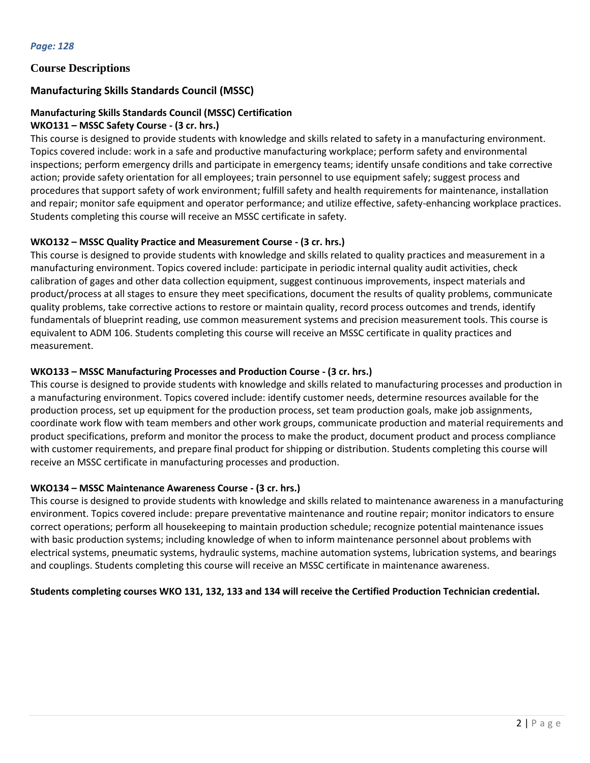*Page: 128*

## Course Descriptions

### Manufacturing Skills Standards Council (MSSC)

**Manufacturing Skills Standards Council (MSSC) Certification**
**WKO131 – MSSC Safety Course - (3 cr. hrs.)**
This course is designed to provide students with knowledge and skills related to safety in a manufacturing environment. Topics covered include: work in a safe and productive manufacturing workplace; perform safety and environmental inspections; perform emergency drills and participate in emergency teams; identify unsafe conditions and take corrective action; provide safety orientation for all employees; train personnel to use equipment safely; suggest process and procedures that support safety of work environment; fulfill safety and health requirements for maintenance, installation and repair; monitor safe equipment and operator performance; and utilize effective, safety-enhancing workplace practices. Students completing this course will receive an MSSC certificate in safety.

**WKO132 – MSSC Quality Practice and Measurement Course - (3 cr. hrs.)**
This course is designed to provide students with knowledge and skills related to quality practices and measurement in a manufacturing environment. Topics covered include: participate in periodic internal quality audit activities, check calibration of gages and other data collection equipment, suggest continuous improvements, inspect materials and product/process at all stages to ensure they meet specifications, document the results of quality problems, communicate quality problems, take corrective actions to restore or maintain quality, record process outcomes and trends, identify fundamentals of blueprint reading, use common measurement systems and precision measurement tools. This course is equivalent to ADM 106. Students completing this course will receive an MSSC certificate in quality practices and measurement.

**WKO133 – MSSC Manufacturing Processes and Production Course - (3 cr. hrs.)**
This course is designed to provide students with knowledge and skills related to manufacturing processes and production in a manufacturing environment. Topics covered include: identify customer needs, determine resources available for the production process, set up equipment for the production process, set team production goals, make job assignments, coordinate work flow with team members and other work groups, communicate production and material requirements and product specifications, preform and monitor the process to make the product, document product and process compliance with customer requirements, and prepare final product for shipping or distribution. Students completing this course will receive an MSSC certificate in manufacturing processes and production.

**WKO134 – MSSC Maintenance Awareness Course - (3 cr. hrs.)**
This course is designed to provide students with knowledge and skills related to maintenance awareness in a manufacturing environment. Topics covered include: prepare preventative maintenance and routine repair; monitor indicators to ensure correct operations; perform all housekeeping to maintain production schedule; recognize potential maintenance issues with basic production systems; including knowledge of when to inform maintenance personnel about problems with electrical systems, pneumatic systems, hydraulic systems, machine automation systems, lubrication systems, and bearings and couplings. Students completing this course will receive an MSSC certificate in maintenance awareness.

**Students completing courses WKO 131, 132, 133 and 134 will receive the Certified Production Technician credential.**